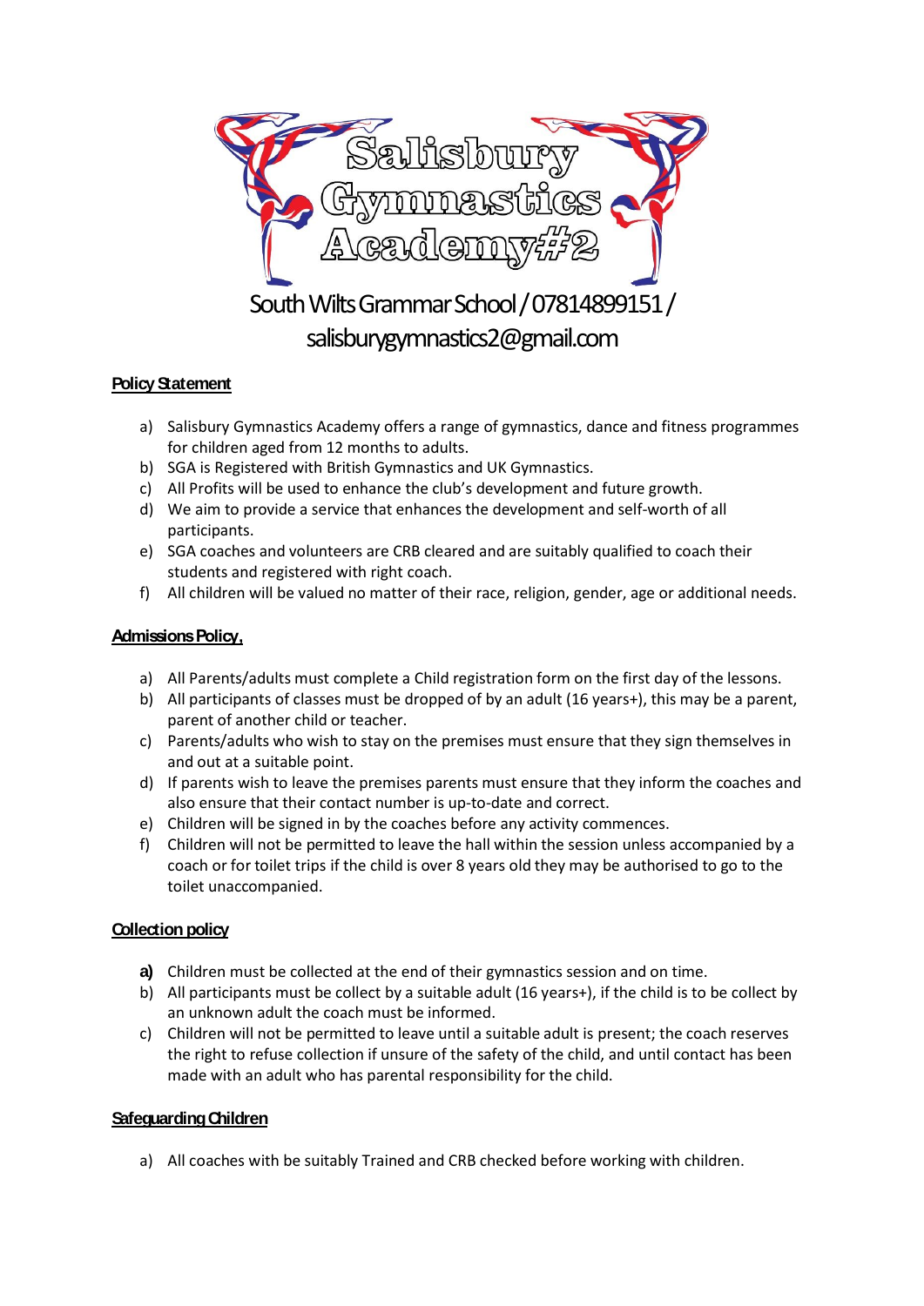# Salisbury Gymnastics Academy#2

South Wilts Grammar School / 07814899151 / salisburygymnastics2@gmail.com

## Policy Statement

a) Salisbury Gymnastics Academy offers a range of gymnastics, dance and fitness programmes for children aged from 12 months to adults.
b) SGA is Registered with British Gymnastics and UK Gymnastics.
c) All Profits will be used to enhance the club's development and future growth.
d) We aim to provide a service that enhances the development and self-worth of all participants.
e) SGA coaches and volunteers are CRB cleared and are suitably qualified to coach their students and registered with right coach.
f) All children will be valued no matter of their race, religion, gender, age or additional needs.

## Admissions Policy,

a) All Parents/adults must complete a Child registration form on the first day of the lessons.
b) All participants of classes must be dropped of by an adult (16 years+), this may be a parent, parent of another child or teacher.
c) Parents/adults who wish to stay on the premises must ensure that they sign themselves in and out at a suitable point.
d) If parents wish to leave the premises parents must ensure that they inform the coaches and also ensure that their contact number is up-to-date and correct.
e) Children will be signed in by the coaches before any activity commences.
f) Children will not be permitted to leave the hall within the session unless accompanied by a coach or for toilet trips if the child is over 8 years old they may be authorised to go to the toilet unaccompanied.

## Collection policy

**a)** Children must be collected at the end of their gymnastics session and on time.
b) All participants must be collect by a suitable adult (16 years+), if the child is to be collect by an unknown adult the coach must be informed.
c) Children will not be permitted to leave until a suitable adult is present; the coach reserves the right to refuse collection if unsure of the safety of the child, and until contact has been made with an adult who has parental responsibility for the child.

## Safeguarding Children

a) All coaches with be suitably Trained and CRB checked before working with children.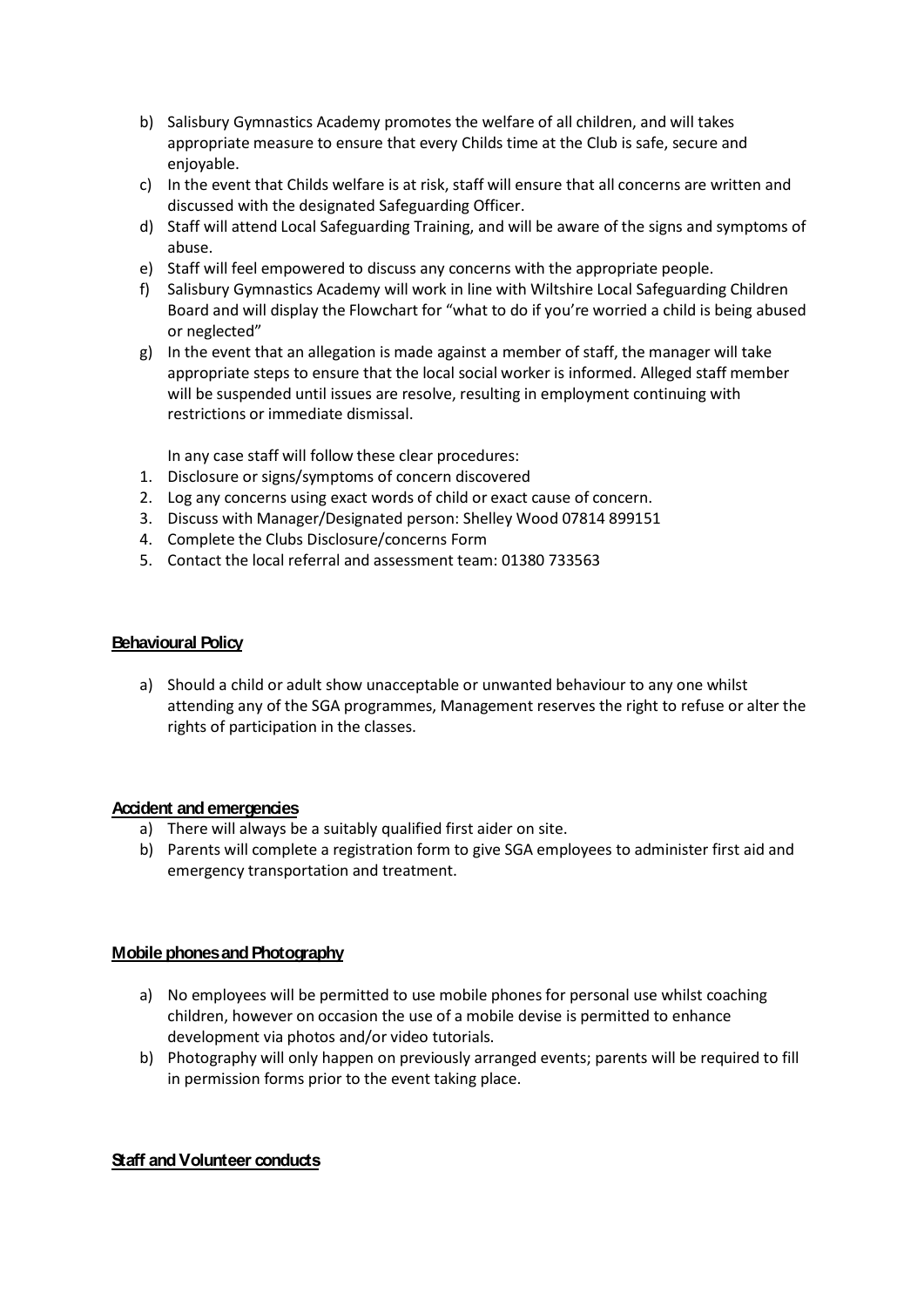b) Salisbury Gymnastics Academy promotes the welfare of all children, and will takes appropriate measure to ensure that every Childs time at the Club is safe, secure and enjoyable.
c) In the event that Childs welfare is at risk, staff will ensure that all concerns are written and discussed with the designated Safeguarding Officer.
d) Staff will attend Local Safeguarding Training, and will be aware of the signs and symptoms of abuse.
e) Staff will feel empowered to discuss any concerns with the appropriate people.
f) Salisbury Gymnastics Academy will work in line with Wiltshire Local Safeguarding Children Board and will display the Flowchart for "what to do if you're worried a child is being abused or neglected"
g) In the event that an allegation is made against a member of staff, the manager will take appropriate steps to ensure that the local social worker is informed. Alleged staff member will be suspended until issues are resolve, resulting in employment continuing with restrictions or immediate dismissal.

In any case staff will follow these clear procedures:

1. Disclosure or signs/symptoms of concern discovered
2. Log any concerns using exact words of child or exact cause of concern.
3. Discuss with Manager/Designated person: Shelley Wood 07814 899151
4. Complete the Clubs Disclosure/concerns Form
5. Contact the local referral and assessment team: 01380 733563

## **Behavioural Policy**

a) Should a child or adult show unacceptable or unwanted behaviour to any one whilst attending any of the SGA programmes, Management reserves the right to refuse or alter the rights of participation in the classes.

## **Accident and emergencies**

a) There will always be a suitably qualified first aider on site.
b) Parents will complete a registration form to give SGA employees to administer first aid and emergency transportation and treatment.

## **Mobile phones and Photography**

a) No employees will be permitted to use mobile phones for personal use whilst coaching children, however on occasion the use of a mobile devise is permitted to enhance development via photos and/or video tutorials.
b) Photography will only happen on previously arranged events; parents will be required to fill in permission forms prior to the event taking place.

## **Staff and Volunteer conducts**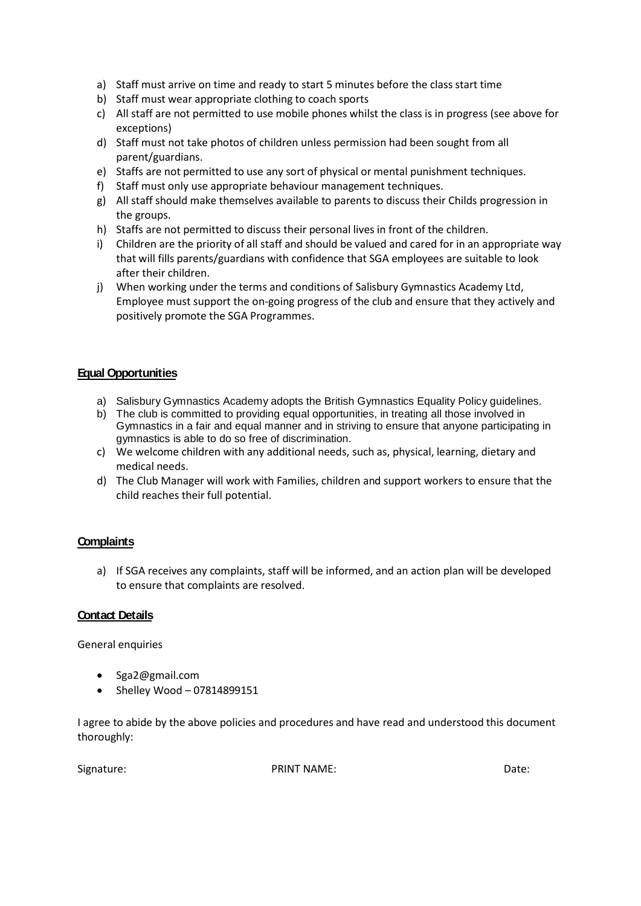a) Staff must arrive on time and ready to start 5 minutes before the class start time
b) Staff must wear appropriate clothing to coach sports
c) All staff are not permitted to use mobile phones whilst the class is in progress (see above for exceptions)
d) Staff must not take photos of children unless permission had been sought from all parent/guardians.
e) Staffs are not permitted to use any sort of physical or mental punishment techniques.
f) Staff must only use appropriate behaviour management techniques.
g) All staff should make themselves available to parents to discuss their Childs progression in the groups.
h) Staffs are not permitted to discuss their personal lives in front of the children.
i) Children are the priority of all staff and should be valued and cared for in an appropriate way that will fills parents/guardians with confidence that SGA employees are suitable to look after their children.
j) When working under the terms and conditions of Salisbury Gymnastics Academy Ltd, Employee must support the on-going progress of the club and ensure that they actively and positively promote the SGA Programmes.

## Equal Opportunities

a) Salisbury Gymnastics Academy adopts the British Gymnastics Equality Policy guidelines.
b) The club is committed to providing equal opportunities, in treating all those involved in Gymnastics in a fair and equal manner and in striving to ensure that anyone participating in gymnastics is able to do so free of discrimination.
c) We welcome children with any additional needs, such as, physical, learning, dietary and medical needs.
d) The Club Manager will work with Families, children and support workers to ensure that the child reaches their full potential.

## Complaints

a) If SGA receives any complaints, staff will be informed, and an action plan will be developed to ensure that complaints are resolved.

## Contact Details

General enquiries

- Sga2@gmail.com
- Shelley Wood – 07814899151

I agree to abide by the above policies and procedures and have read and understood this document thoroughly:

Signature: PRINT NAME: Date: